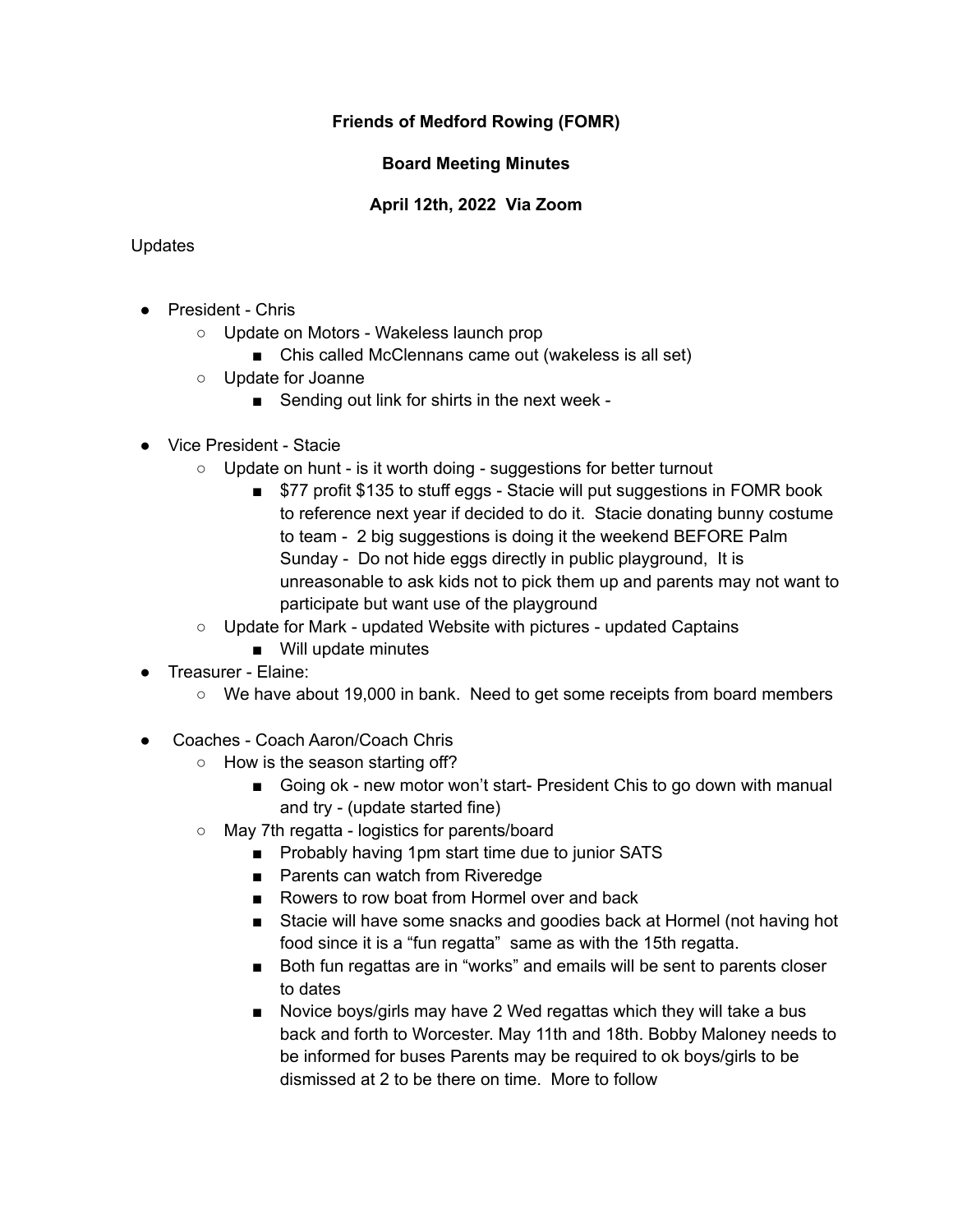**Friends of Medford Rowing (FOMR)**

**Board Meeting Minutes**

**April 12th, 2022 Via Zoom**

Updates

- President - Chris
  - Update on Motors - Wakeless launch prop
    - Chis called McClennans came out (wakeless is all set)
  - Update for Joanne
    - Sending out link for shirts in the next week -
- Vice President - Stacie
  - Update on hunt - is it worth doing - suggestions for better turnout
    - $77 profit $135 to stuff eggs - Stacie will put suggestions in FOMR book to reference next year if decided to do it. Stacie donating bunny costume to team - 2 big suggestions is doing it the weekend BEFORE Palm Sunday - Do not hide eggs directly in public playground, It is unreasonable to ask kids not to pick them up and parents may not want to participate but want use of the playground
  - Update for Mark - updated Website with pictures - updated Captains
    - Will update minutes
- Treasurer - Elaine:
  - We have about 19,000 in bank. Need to get some receipts from board members
- Coaches - Coach Aaron/Coach Chris
  - How is the season starting off?
    - Going ok - new motor won't start- President Chis to go down with manual and try - (update started fine)
  - May 7th regatta - logistics for parents/board
    - Probably having 1pm start time due to junior SATS
    - Parents can watch from Riveredge
    - Rowers to row boat from Hormel over and back
    - Stacie will have some snacks and goodies back at Hormel (not having hot food since it is a "fun regatta" same as with the 15th regatta.
    - Both fun regattas are in "works" and emails will be sent to parents closer to dates
    - Novice boys/girls may have 2 Wed regattas which they will take a bus back and forth to Worcester. May 11th and 18th. Bobby Maloney needs to be informed for buses Parents may be required to ok boys/girls to be dismissed at 2 to be there on time. More to follow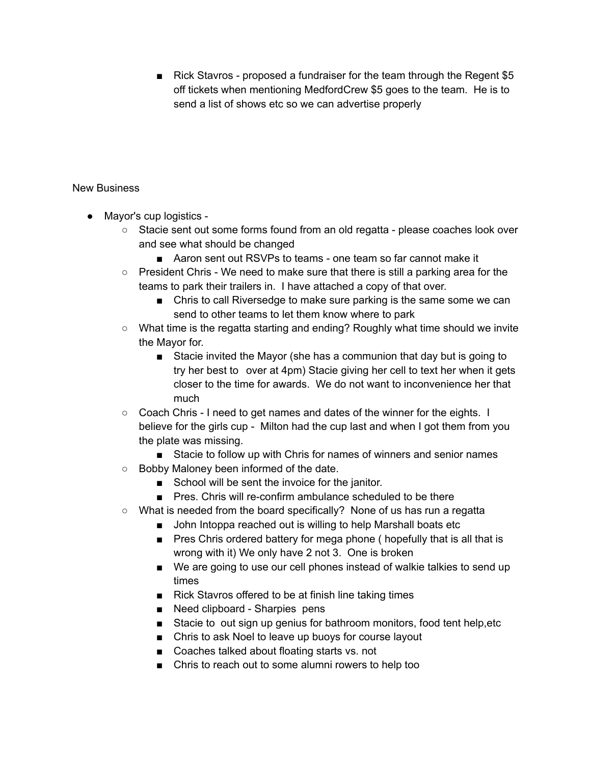- Rick Stavros - proposed a fundraiser for the team through the Regent $5 off tickets when mentioning MedfordCrew $5 goes to the team. He is to send a list of shows etc so we can advertise properly

New Business

- Mayor's cup logistics -
    - Stacie sent out some forms found from an old regatta - please coaches look over and see what should be changed
        - Aaron sent out RSVPs to teams - one team so far cannot make it
    - President Chris - We need to make sure that there is still a parking area for the teams to park their trailers in. I have attached a copy of that over.
        - Chris to call Riversedge to make sure parking is the same some we can send to other teams to let them know where to park
    - What time is the regatta starting and ending? Roughly what time should we invite the Mayor for.
        - Stacie invited the Mayor (she has a communion that day but is going to try her best to over at 4pm) Stacie giving her cell to text her when it gets closer to the time for awards. We do not want to inconvenience her that much
    - Coach Chris - I need to get names and dates of the winner for the eights. I believe for the girls cup - Milton had the cup last and when I got them from you the plate was missing.
        - Stacie to follow up with Chris for names of winners and senior names
    - Bobby Maloney been informed of the date.
        - School will be sent the invoice for the janitor.
        - Pres. Chris will re-confirm ambulance scheduled to be there
    - What is needed from the board specifically? None of us has run a regatta
        - John Intoppa reached out is willing to help Marshall boats etc
        - Pres Chris ordered battery for mega phone ( hopefully that is all that is wrong with it) We only have 2 not 3. One is broken
        - We are going to use our cell phones instead of walkie talkies to send up times
        - Rick Stavros offered to be at finish line taking times
        - Need clipboard - Sharpies pens
        - Stacie to out sign up genius for bathroom monitors, food tent help,etc
        - Chris to ask Noel to leave up buoys for course layout
        - Coaches talked about floating starts vs. not
        - Chris to reach out to some alumni rowers to help too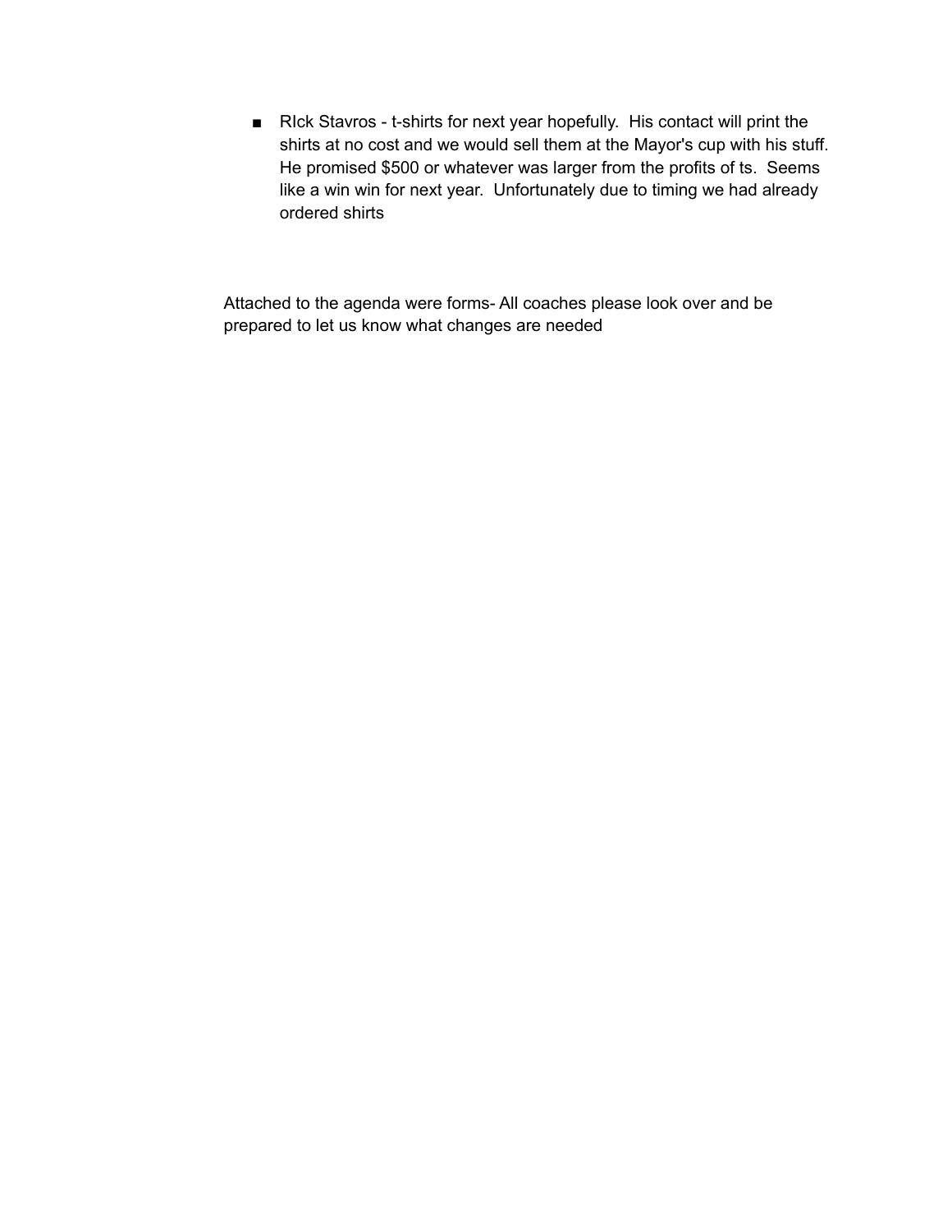- RIck Stavros - t-shirts for next year hopefully.  His contact will print the shirts at no cost and we would sell them at the Mayor's cup with his stuff.  He promised $500 or whatever was larger from the profits of ts.  Seems like a win win for next year.  Unfortunately due to timing we had already ordered shirts

Attached to the agenda were forms- All coaches please look over and be prepared to let us know what changes are needed